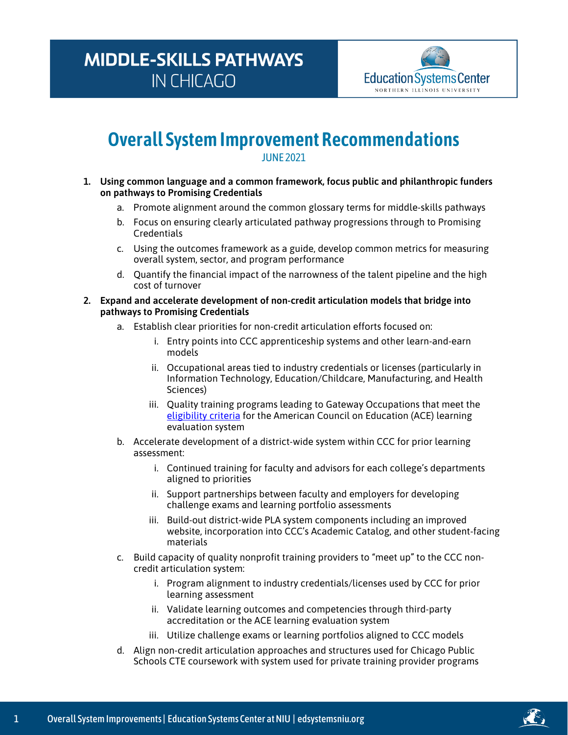# MIDDLE-SKILLS PATHWAYS IN CHICAGO

Education Systems Center
NORTHERN ILLINOIS UNIVERSITY

## Overall System Improvement Recommendations

JUNE 2021

1. **Using common language and a common framework, focus public and philanthropic funders on pathways to Promising Credentials**
   a. Promote alignment around the common glossary terms for middle-skills pathways
   b. Focus on ensuring clearly articulated pathway progressions through to Promising Credentials
   c. Using the outcomes framework as a guide, develop common metrics for measuring overall system, sector, and program performance
   d. Quantify the financial impact of the narrowness of the talent pipeline and the high cost of turnover

2. **Expand and accelerate development of non-credit articulation models that bridge into pathways to Promising Credentials**
   a. Establish clear priorities for non-credit articulation efforts focused on:
      i. Entry points into CCC apprenticeship systems and other learn-and-earn models
      ii. Occupational areas tied to industry credentials or licenses (particularly in Information Technology, Education/Childcare, Manufacturing, and Health Sciences)
      iii. Quality training programs leading to Gateway Occupations that meet the eligibility criteria for the American Council on Education (ACE) learning evaluation system
   b. Accelerate development of a district-wide system within CCC for prior learning assessment:
      i. Continued training for faculty and advisors for each college's departments aligned to priorities
      ii. Support partnerships between faculty and employers for developing challenge exams and learning portfolio assessments
      iii. Build-out district-wide PLA system components including an improved website, incorporation into CCC's Academic Catalog, and other student-facing materials
   c. Build capacity of quality nonprofit training providers to "meet up" to the CCC non-credit articulation system:
      i. Program alignment to industry credentials/licenses used by CCC for prior learning assessment
      ii. Validate learning outcomes and competencies through third-party accreditation or the ACE learning evaluation system
      iii. Utilize challenge exams or learning portfolios aligned to CCC models
   d. Align non-credit articulation approaches and structures used for Chicago Public Schools CTE coursework with system used for private training provider programs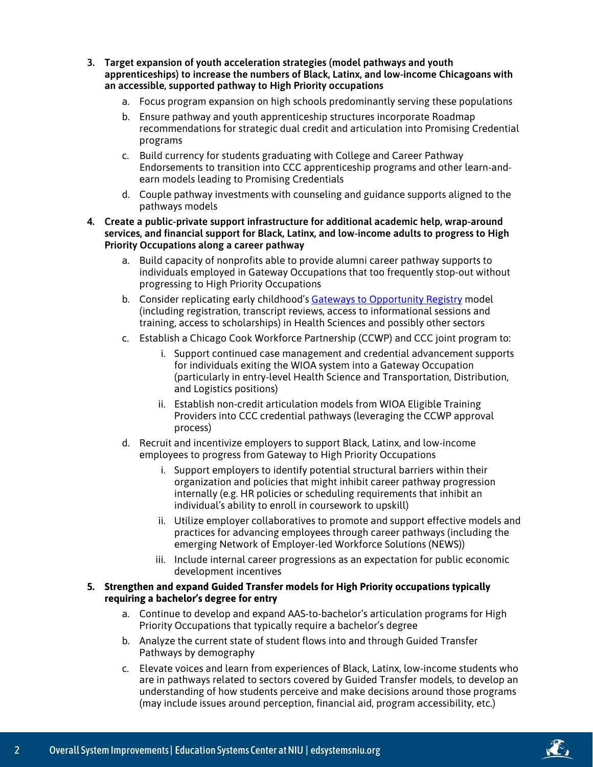3. **Target expansion of youth acceleration strategies (model pathways and youth apprenticeships) to increase the numbers of Black, Latinx, and low-income Chicagoans with an accessible, supported pathway to High Priority occupations**
    a. Focus program expansion on high schools predominantly serving these populations
    b. Ensure pathway and youth apprenticeship structures incorporate Roadmap recommendations for strategic dual credit and articulation into Promising Credential programs
    c. Build currency for students graduating with College and Career Pathway Endorsements to transition into CCC apprenticeship programs and other learn-and-earn models leading to Promising Credentials
    d. Couple pathway investments with counseling and guidance supports aligned to the pathways models
4. **Create a public-private support infrastructure for additional academic help, wrap-around services, and financial support for Black, Latinx, and low-income adults to progress to High Priority Occupations along a career pathway**
    a. Build capacity of nonprofits able to provide alumni career pathway supports to individuals employed in Gateway Occupations that too frequently stop-out without progressing to High Priority Occupations
    b. Consider replicating early childhood's Gateways to Opportunity Registry model (including registration, transcript reviews, access to informational sessions and training, access to scholarships) in Health Sciences and possibly other sectors
    c. Establish a Chicago Cook Workforce Partnership (CCWP) and CCC joint program to:
        i. Support continued case management and credential advancement supports for individuals exiting the WIOA system into a Gateway Occupation (particularly in entry-level Health Science and Transportation, Distribution, and Logistics positions)
        ii. Establish non-credit articulation models from WIOA Eligible Training Providers into CCC credential pathways (leveraging the CCWP approval process)
    d. Recruit and incentivize employers to support Black, Latinx, and low-income employees to progress from Gateway to High Priority Occupations
        i. Support employers to identify potential structural barriers within their organization and policies that might inhibit career pathway progression internally (e.g. HR policies or scheduling requirements that inhibit an individual's ability to enroll in coursework to upskill)
        ii. Utilize employer collaboratives to promote and support effective models and practices for advancing employees through career pathways (including the emerging Network of Employer-led Workforce Solutions (NEWS))
        iii. Include internal career progressions as an expectation for public economic development incentives
5. **Strengthen and expand Guided Transfer models for High Priority occupations typically requiring a bachelor's degree for entry**
    a. Continue to develop and expand AAS-to-bachelor's articulation programs for High Priority Occupations that typically require a bachelor's degree
    b. Analyze the current state of student flows into and through Guided Transfer Pathways by demography
    c. Elevate voices and learn from experiences of Black, Latinx, low-income students who are in pathways related to sectors covered by Guided Transfer models, to develop an understanding of how students perceive and make decisions around those programs (may include issues around perception, financial aid, program accessibility, etc.)